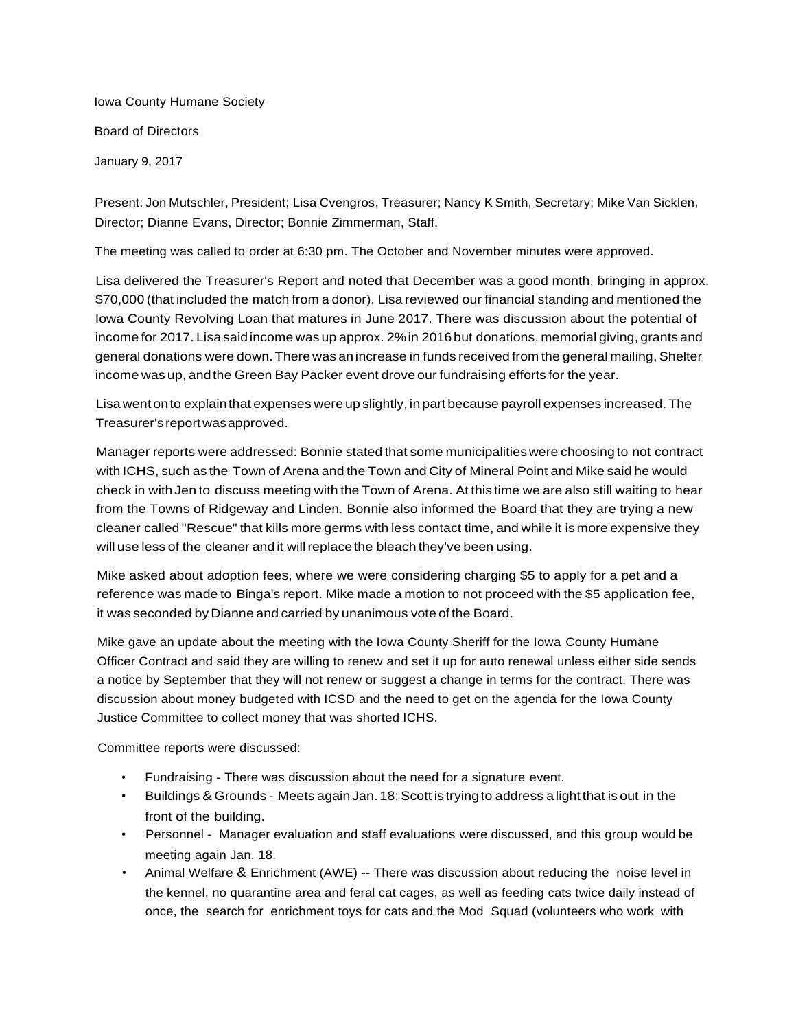Iowa County Humane Society

Board of Directors

January 9, 2017

Present: Jon Mutschler, President; Lisa Cvengros, Treasurer; Nancy K Smith, Secretary; Mike Van Sicklen, Director; Dianne Evans, Director; Bonnie Zimmerman, Staff.

The meeting was called to order at 6:30 pm. The October and November minutes were approved.

Lisa delivered the Treasurer's Report and noted that December was a good month, bringing in approx. $70,000 (that included the match from a donor). Lisa reviewed our financial standing and mentioned the Iowa County Revolving Loan that matures in June 2017. There was discussion about the potential of income for 2017. Lisa said income was up approx. 2% in 2016 but donations, memorial giving, grants and general donations were down. There was an increase in funds received from the general mailing, Shelter income was up, and the Green Bay Packer event drove our fundraising efforts for the year.

Lisa went on to explain that expenses were up slightly, in part because payroll expenses increased. The Treasurer's report was approved.

Manager reports were addressed: Bonnie stated that some municipalities were choosing to not contract with ICHS, such as the Town of Arena and the Town and City of Mineral Point and Mike said he would check in with Jen to discuss meeting with the Town of Arena. At this time we are also still waiting to hear from the Towns of Ridgeway and Linden. Bonnie also informed the Board that they are trying a new cleaner called "Rescue" that kills more germs with less contact time, and while it is more expensive they will use less of the cleaner and it will replace the bleach they've been using.

Mike asked about adoption fees, where we were considering charging $5 to apply for a pet and a reference was made to Binga's report. Mike made a motion to not proceed with the $5 application fee, it was seconded by Dianne and carried by unanimous vote of the Board.

Mike gave an update about the meeting with the Iowa County Sheriff for the Iowa County Humane Officer Contract and said they are willing to renew and set it up for auto renewal unless either side sends a notice by September that they will not renew or suggest a change in terms for the contract. There was discussion about money budgeted with ICSD and the need to get on the agenda for the Iowa County Justice Committee to collect money that was shorted ICHS.

Committee reports were discussed:

- Fundraising - There was discussion about the need for a signature event.
- Buildings & Grounds - Meets again Jan. 18; Scott is trying to address a light that is out in the front of the building.
- Personnel - Manager evaluation and staff evaluations were discussed, and this group would be meeting again Jan. 18.
- Animal Welfare & Enrichment (AWE) -- There was discussion about reducing the noise level in the kennel, no quarantine area and feral cat cages, as well as feeding cats twice daily instead of once, the search for enrichment toys for cats and the Mod Squad (volunteers who work with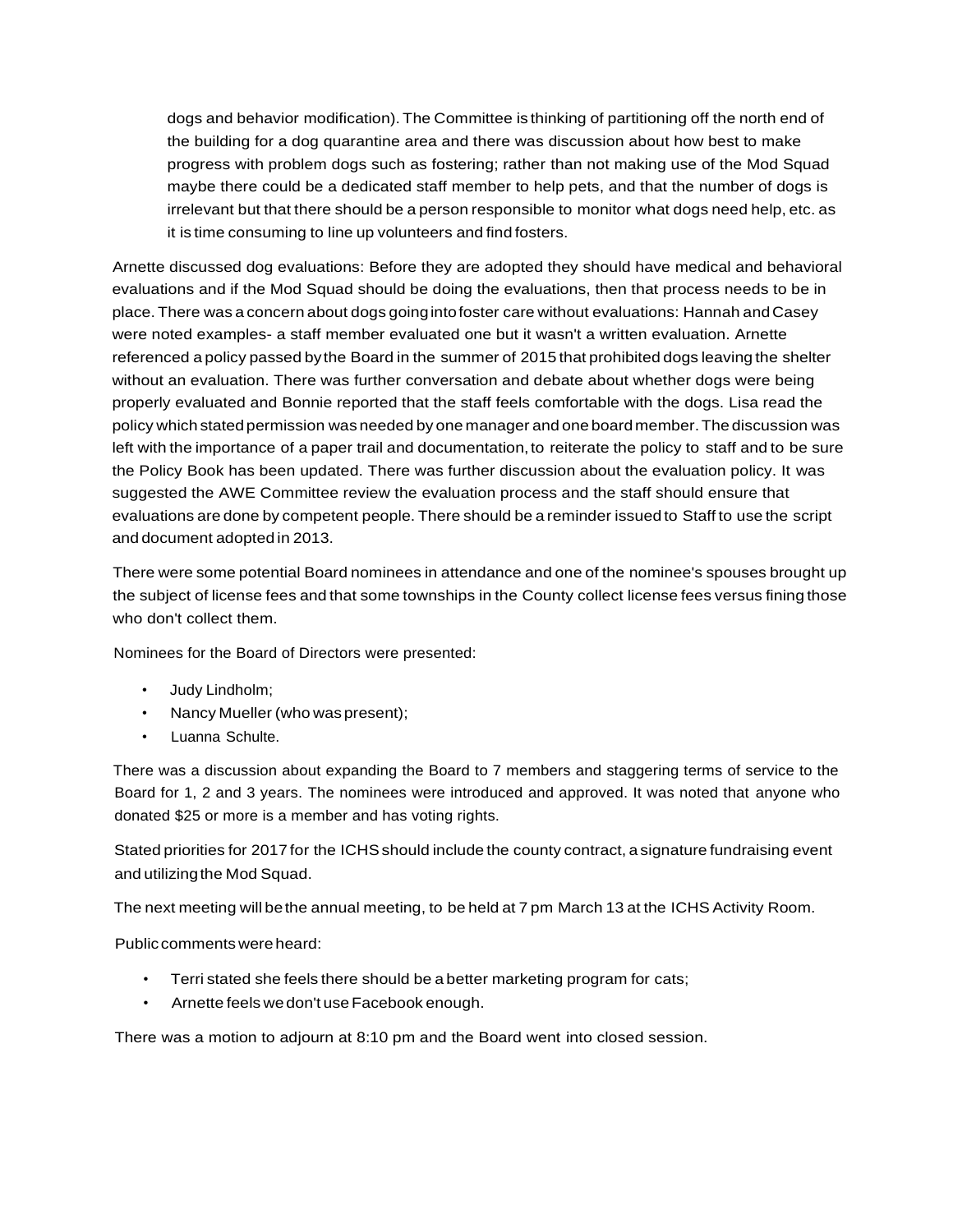dogs and behavior modification). The Committee is thinking of partitioning off the north end of the building for a dog quarantine area and there was discussion about how best to make progress with problem dogs such as fostering; rather than not making use of the Mod Squad maybe there could be a dedicated staff member to help pets, and that the number of dogs is irrelevant but that there should be a person responsible to monitor what dogs need help, etc. as it is time consuming to line up volunteers and find fosters.

Arnette discussed dog evaluations: Before they are adopted they should have medical and behavioral evaluations and if the Mod Squad should be doing the evaluations, then that process needs to be in place. There was a concern about dogs going into foster care without evaluations: Hannah and Casey were noted examples- a staff member evaluated one but it wasn't a written evaluation. Arnette referenced a policy passed by the Board in the summer of 2015 that prohibited dogs leaving the shelter without an evaluation. There was further conversation and debate about whether dogs were being properly evaluated and Bonnie reported that the staff feels comfortable with the dogs. Lisa read the policy which stated permission was needed by one manager and one board member. The discussion was left with the importance of a paper trail and documentation, to reiterate the policy to staff and to be sure the Policy Book has been updated. There was further discussion about the evaluation policy. It was suggested the AWE Committee review the evaluation process and the staff should ensure that evaluations are done by competent people. There should be a reminder issued to Staff to use the script and document adopted in 2013.

There were some potential Board nominees in attendance and one of the nominee's spouses brought up the subject of license fees and that some townships in the County collect license fees versus fining those who don't collect them.

Nominees for the Board of Directors were presented:

- Judy Lindholm;
- Nancy Mueller (who was present);
- Luanna Schulte.

There was a discussion about expanding the Board to 7 members and staggering terms of service to the Board for 1, 2 and 3 years. The nominees were introduced and approved. It was noted that anyone who donated $25 or more is a member and has voting rights.

Stated priorities for 2017 for the ICHS should include the county contract, a signature fundraising event and utilizing the Mod Squad.

The next meeting will be the annual meeting, to be held at 7 pm March 13 at the ICHS Activity Room.

Public comments were heard:

- Terri stated she feels there should be a better marketing program for cats;
- Arnette feels we don't use Facebook enough.

There was a motion to adjourn at 8:10 pm and the Board went into closed session.